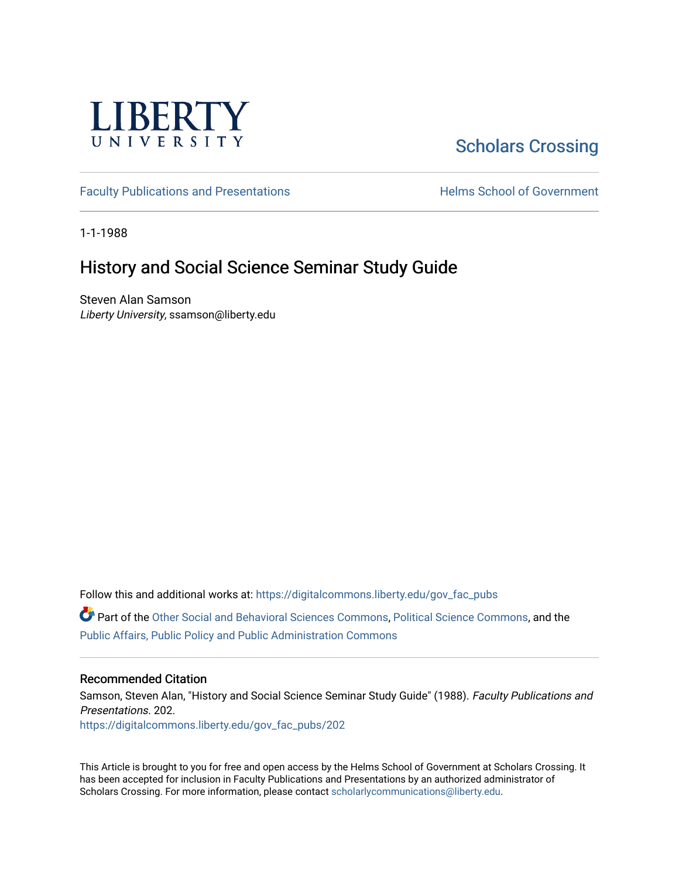LIBERTY
UNIVERSITY

Scholars Crossing

Faculty Publications and Presentations

Helms School of Government

1-1-1988

# History and Social Science Seminar Study Guide

Steven Alan Samson
*Liberty University*, ssamson@liberty.edu

Follow this and additional works at: https://digitalcommons.liberty.edu/gov_fac_pubs

Part of the Other Social and Behavioral Sciences Commons, Political Science Commons, and the Public Affairs, Public Policy and Public Administration Commons

## Recommended Citation

Samson, Steven Alan, "History and Social Science Seminar Study Guide" (1988). *Faculty Publications and Presentations*. 202.
https://digitalcommons.liberty.edu/gov_fac_pubs/202

This Article is brought to you for free and open access by the Helms School of Government at Scholars Crossing. It has been accepted for inclusion in Faculty Publications and Presentations by an authorized administrator of Scholars Crossing. For more information, please contact scholarlycommunications@liberty.edu.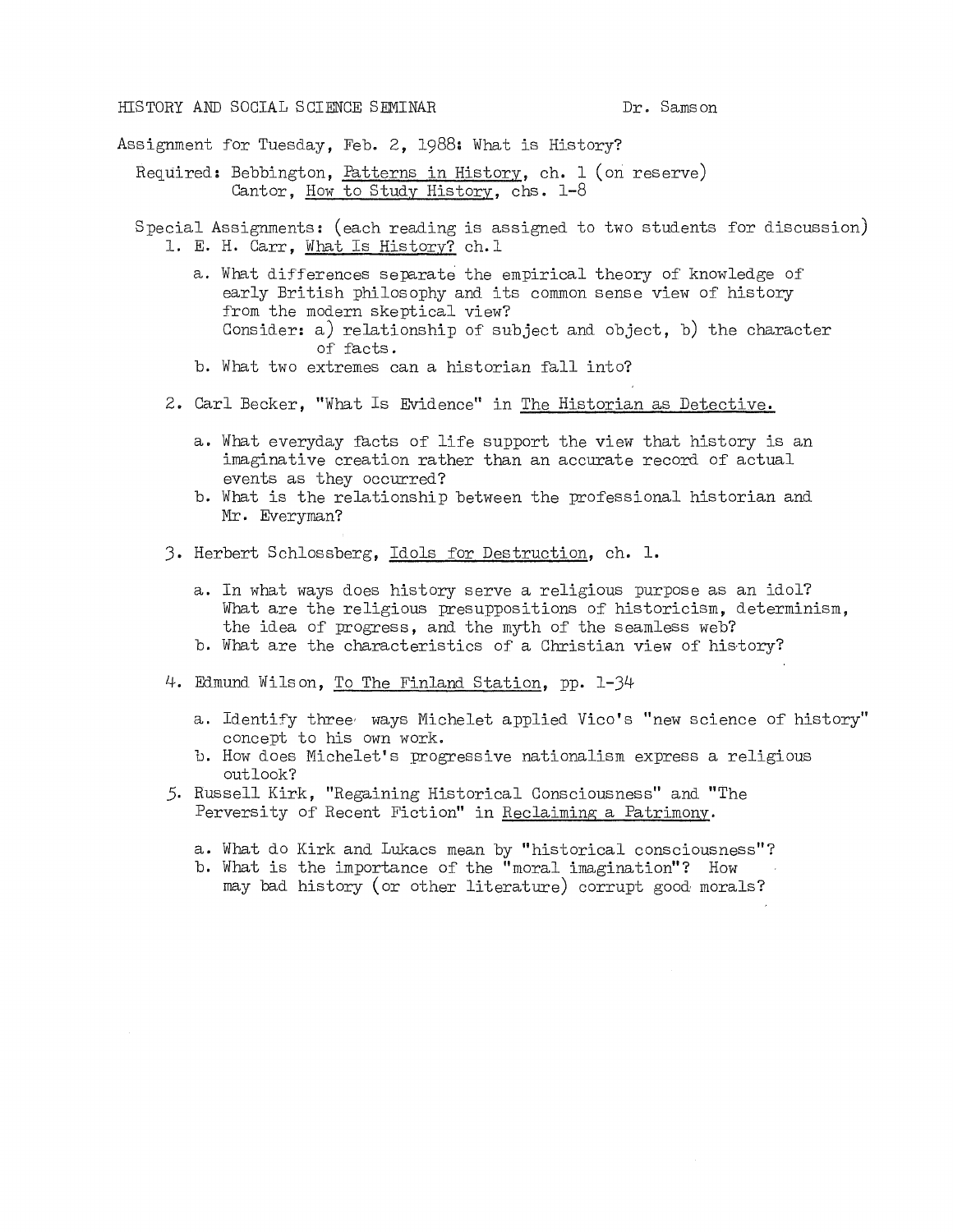HISTORY AND SOCIAL SCIENCE SEMINAR　　　　　　　　Dr. Samson

Assignment for Tuesday, Feb. 2, 1988: What is History?

Required: Bebbington, Patterns in History, ch. 1 (on reserve)
　　　　　Cantor, How to Study History, chs. 1-8

Special Assignments: (each reading is assigned to two students for discussion)

1. E. H. Carr, What Is History? ch. 1

   a. What differences separate the empirical theory of knowledge of early British philosophy and its common sense view of history from the modern skeptical view?
      Consider: a) relationship of subject and object, b) the character of facts.
   b. What two extremes can a historian fall into?

2. Carl Becker, "What Is Evidence" in The Historian as Detective.

   a. What everyday facts of life support the view that history is an imaginative creation rather than an accurate record of actual events as they occurred?
   b. What is the relationship between the professional historian and Mr. Everyman?

3. Herbert Schlossberg, Idols for Destruction, ch. 1.

   a. In what ways does history serve a religious purpose as an idol? What are the religious presuppositions of historicism, determinism, the idea of progress, and the myth of the seamless web?
   b. What are the characteristics of a Christian view of history?

4. Edmund Wilson, To The Finland Station, pp. 1-34

   a. Identify three ways Michelet applied Vico's "new science of history" concept to his own work.
   b. How does Michelet's progressive nationalism express a religious outlook?

5. Russell Kirk, "Regaining Historical Consciousness" and "The Perversity of Recent Fiction" in Reclaiming a Patrimony.

   a. What do Kirk and Lukacs mean by "historical consciousness"?
   b. What is the importance of the "moral imagination"? How may bad history (or other literature) corrupt good morals?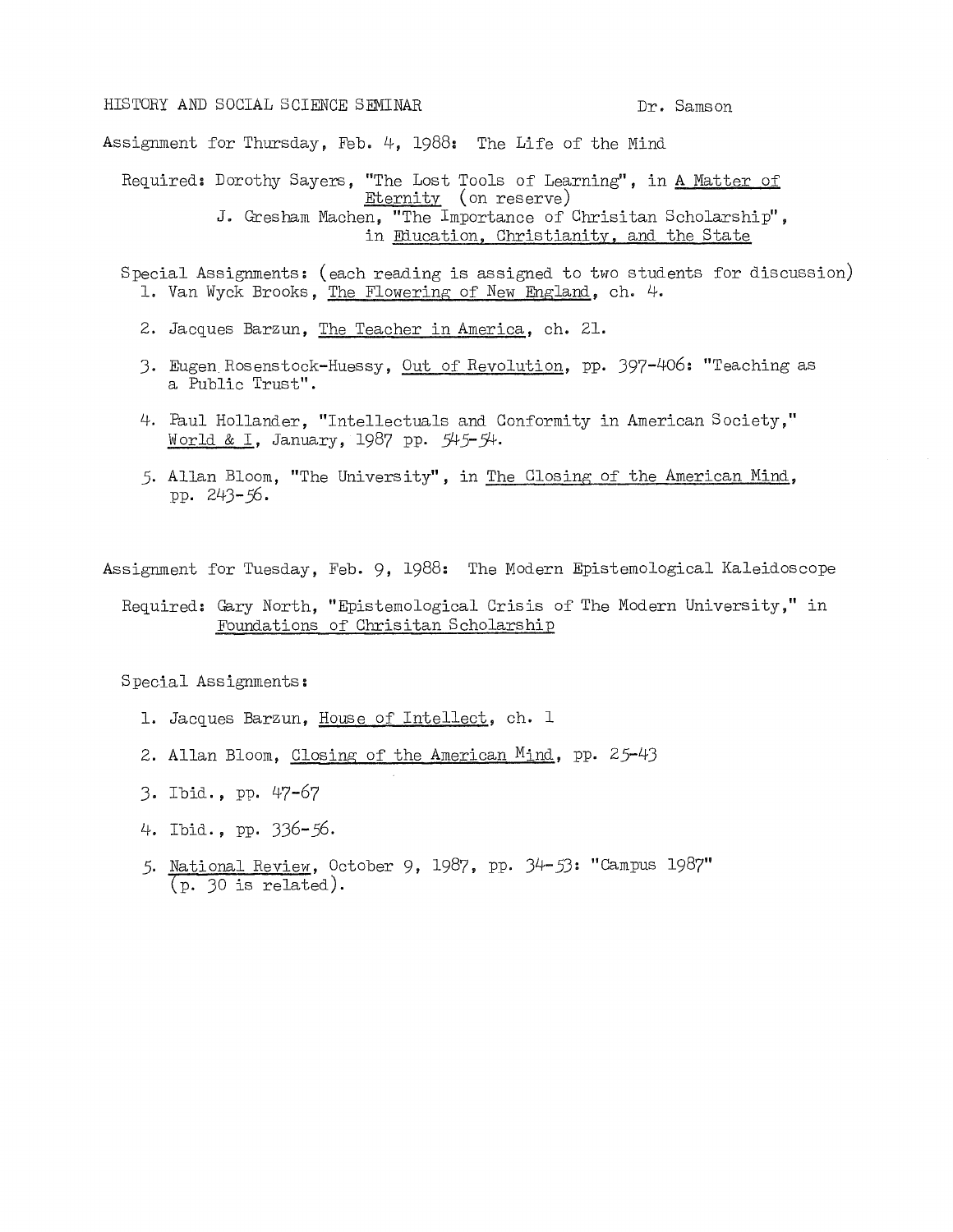HISTORY AND SOCIAL SCIENCE SEMINAR Dr. Samson

Assignment for Thursday, Feb. 4, 1988: The Life of the Mind

Required: Dorothy Sayers, "The Lost Tools of Learning", in A Matter of Eternity (on reserve)
J. Gresham Machen, "The Importance of Chrisitan Scholarship", in Education, Christianity, and the State

Special Assignments: (each reading is assigned to two students for discussion)

1. Van Wyck Brooks, The Flowering of New England, ch. 4.
2. Jacques Barzun, The Teacher in America, ch. 21.
3. Eugen Rosenstock-Huessy, Out of Revolution, pp. 397-406: "Teaching as a Public Trust".
4. Paul Hollander, "Intellectuals and Conformity in American Society," World & I, January, 1987 pp. 545-54.
5. Allan Bloom, "The University", in The Closing of the American Mind, pp. 243-56.

Assignment for Tuesday, Feb. 9, 1988: The Modern Epistemological Kaleidoscope

Required: Gary North, "Epistemological Crisis of The Modern University," in Foundations of Chrisitan Scholarship

Special Assignments:

1. Jacques Barzun, House of Intellect, ch. 1
2. Allan Bloom, Closing of the American Mind, pp. 25-43
3. Ibid., pp. 47-67
4. Ibid., pp. 336-56.
5. National Review, October 9, 1987, pp. 34-53: "Campus 1987" (p. 30 is related).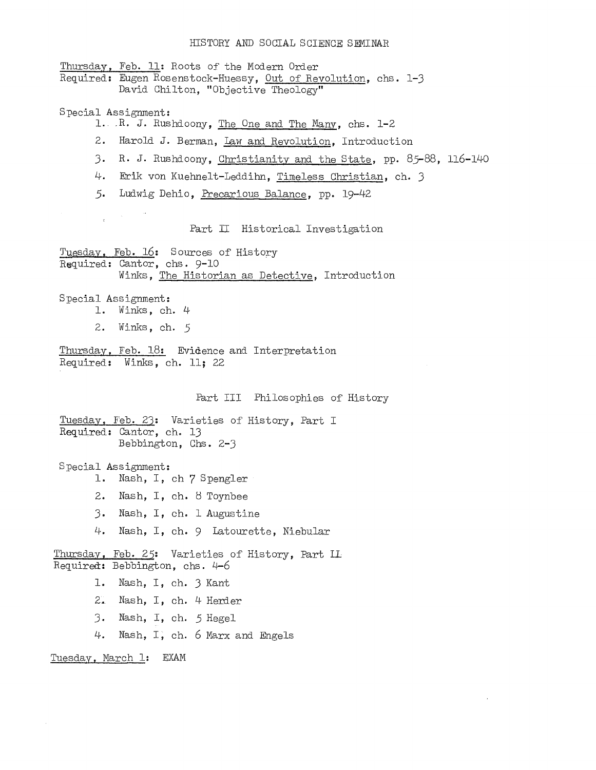# HISTORY AND SOCIAL SCIENCE SEMINAR

Thursday, Feb. 11: Roots of the Modern Order
Required: Eugen Rosenstock-Huessy, Out of Revolution, chs. 1-3
David Chilton, "Objective Theology"

Special Assignment:

1. R. J. Rushdoony, The One and The Many, chs. 1-2
2. Harold J. Berman, Law and Revolution, Introduction
3. R. J. Rushdoony, Christianity and the State, pp. 85-88, 116-140
4. Erik von Kuehnelt-Leddihn, Timeless Christian, ch. 3
5. Ludwig Dehio, Precarious Balance, pp. 19-42

## Part II Historical Investigation

Tuesday, Feb. 16: Sources of History
Required: Cantor, chs. 9-10
Winks, The Historian as Detective, Introduction

Special Assignment:

1. Winks, ch. 4
2. Winks, ch. 5

Thursday, Feb. 18: Evidence and Interpretation
Required: Winks, ch. 11; 22

## Part III Philosophies of History

Tuesday, Feb. 23: Varieties of History, Part I
Required: Cantor, ch. 13
Bebbington, Chs. 2-3

Special Assignment:

1. Nash, I, ch 7 Spengler
2. Nash, I, ch. 8 Toynbee
3. Nash, I, ch. 1 Augustine
4. Nash, I, ch. 9 Latourette, Niebular

Thursday, Feb. 25: Varieties of History, Part II
Required: Bebbington, chs. 4-6

1. Nash, I, ch. 3 Kant
2. Nash, I, ch. 4 Herder
3. Nash, I, ch. 5 Hegel
4. Nash, I, ch. 6 Marx and Engels

Tuesday, March 1: EXAM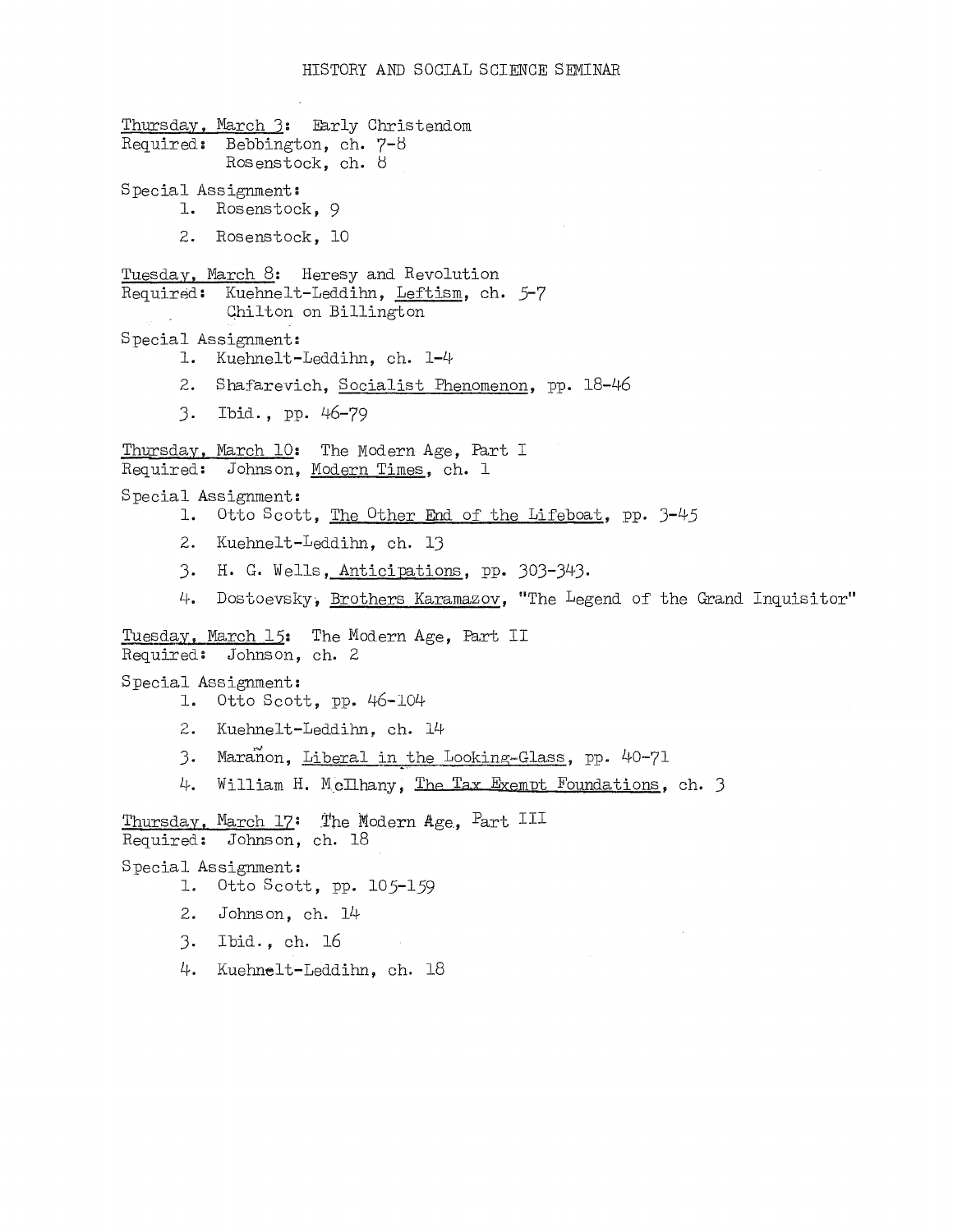# HISTORY AND SOCIAL SCIENCE SEMINAR

Thursday, March 3: Early Christendom
Required: Bebbington, ch. 7-8
Rosenstock, ch. 8

Special Assignment:

1. Rosenstock, 9
2. Rosenstock, 10

Tuesday, March 8: Heresy and Revolution
Required: Kuehnelt-Leddihn, Leftism, ch. 5-7
Chilton on Billington

Special Assignment:

1. Kuehnelt-Leddihn, ch. 1-4
2. Shafarevich, Socialist Phenomenon, pp. 18-46
3. Ibid., pp. 46-79

Thursday, March 10: The Modern Age, Part I
Required: Johnson, Modern Times, ch. 1

Special Assignment:

1. Otto Scott, The Other End of the Lifeboat, pp. 3-45
2. Kuehnelt-Leddihn, ch. 13
3. H. G. Wells, Anticipations, pp. 303-343.
4. Dostoevsky, Brothers Karamazov, "The Legend of the Grand Inquisitor"

Tuesday, March 15: The Modern Age, Part II
Required: Johnson, ch. 2

Special Assignment:

1. Otto Scott, pp. 46-104
2. Kuehnelt-Leddihn, ch. 14
3. Marañon, Liberal in the Looking-Glass, pp. 40-71
4. William H. McIlhany, The Tax Exempt Foundations, ch. 3

Thursday, March 17: The Modern Age, Part III
Required: Johnson, ch. 18

Special Assignment:

1. Otto Scott, pp. 105-159
2. Johnson, ch. 14
3. Ibid., ch. 16
4. Kuehnelt-Leddihn, ch. 18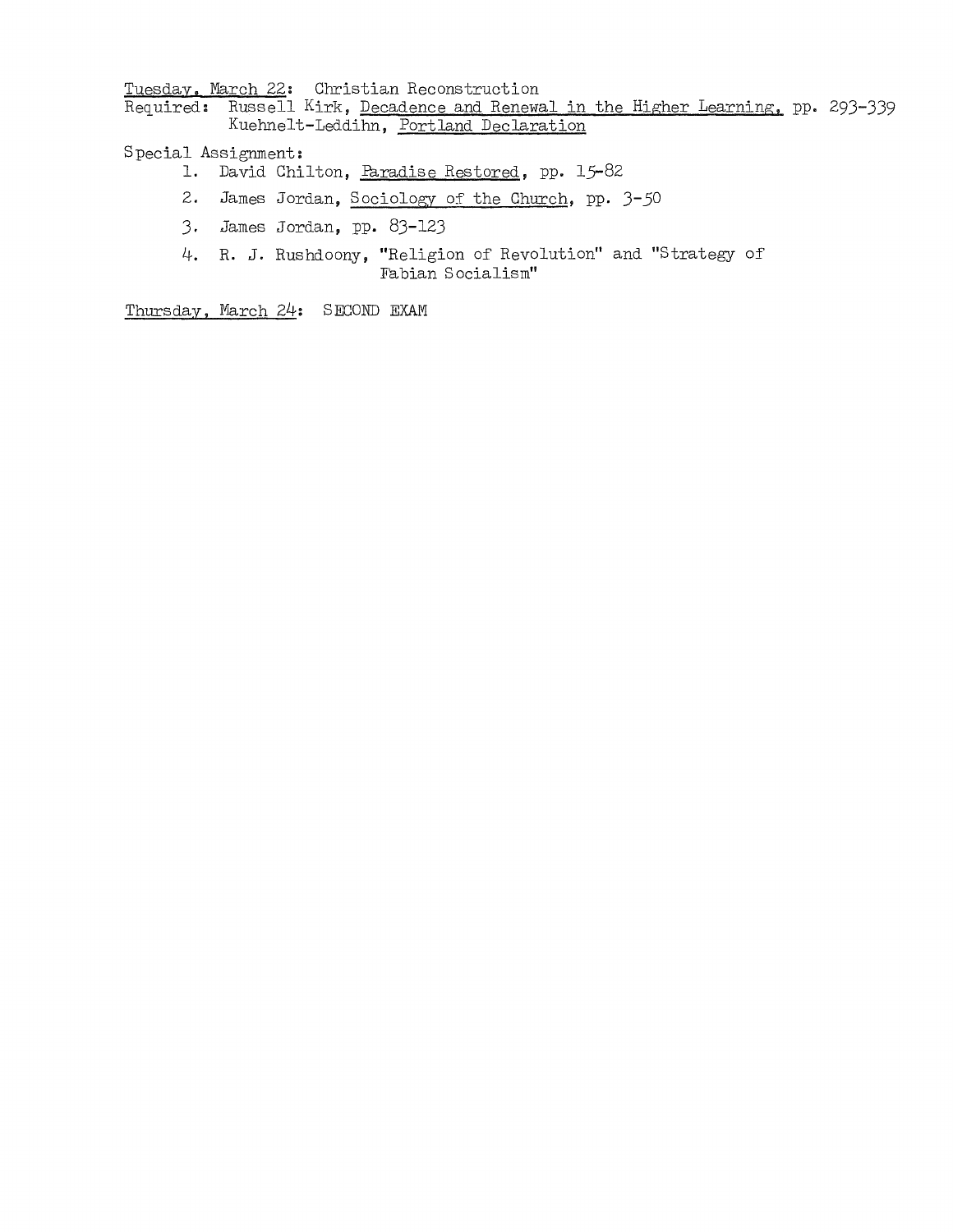Tuesday, March 22: Christian Reconstruction

Required: Russell Kirk, Decadence and Renewal in the Higher Learning, pp. 293-339
Kuehnelt-Leddihn, Portland Declaration

Special Assignment:

1. David Chilton, Paradise Restored, pp. 15-82
2. James Jordan, Sociology of the Church, pp. 3-50
3. James Jordan, pp. 83-123
4. R. J. Rushdoony, "Religion of Revolution" and "Strategy of Fabian Socialism"

Thursday, March 24: SECOND EXAM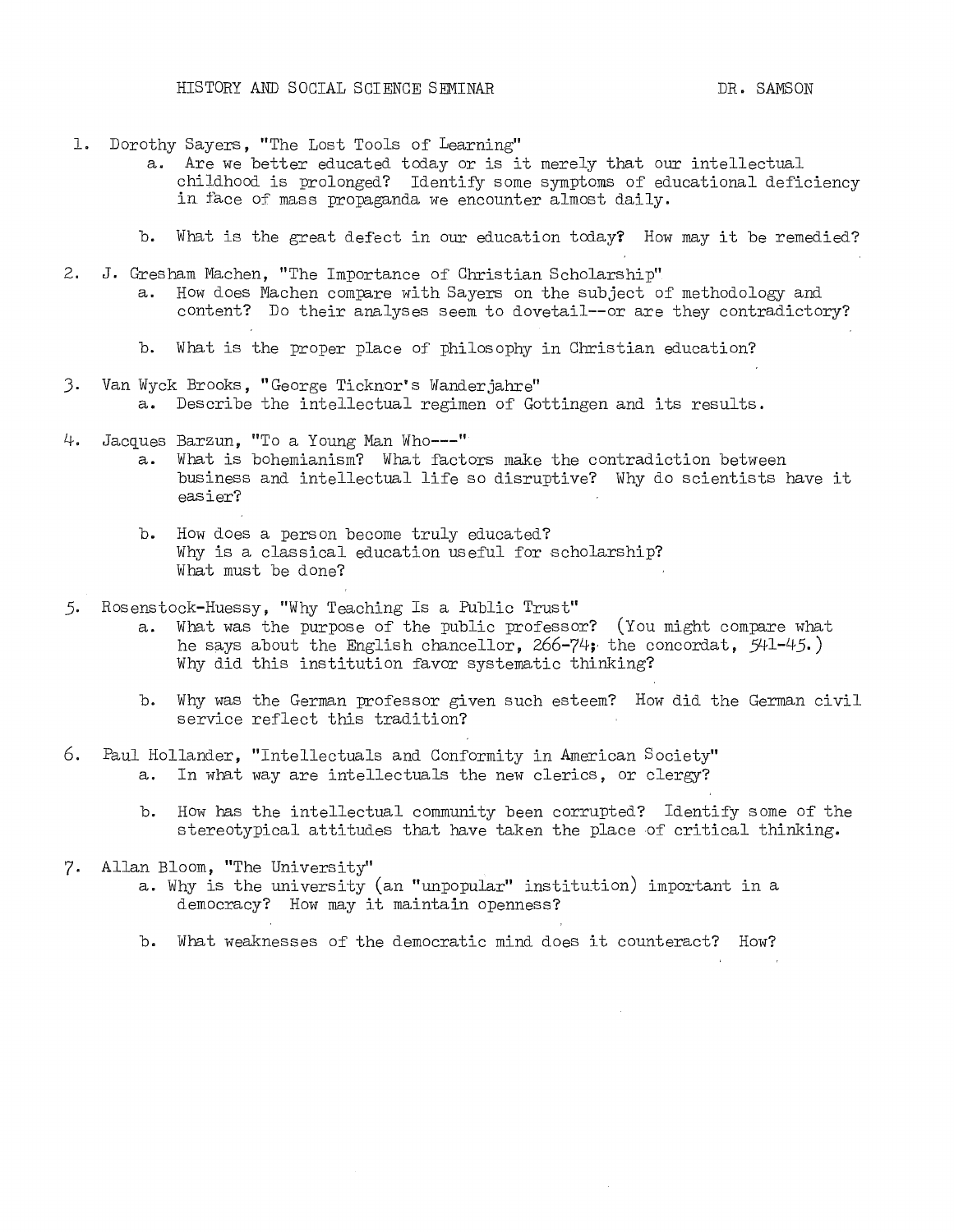HISTORY AND SOCIAL SCIENCE SEMINAR DR. SAMSON

1. Dorothy Sayers, "The Lost Tools of Learning"
   a. Are we better educated today or is it merely that our intellectual childhood is prolonged? Identify some symptoms of educational deficiency in face of mass propaganda we encounter almost daily.

   b. What is the great defect in our education today? How may it be remedied?

2. J. Gresham Machen, "The Importance of Christian Scholarship"
   a. How does Machen compare with Sayers on the subject of methodology and content? Do their analyses seem to dovetail--or are they contradictory?

   b. What is the proper place of philosophy in Christian education?

3. Van Wyck Brooks, "George Ticknor's Wanderjahre"
   a. Describe the intellectual regimen of Gottingen and its results.

4. Jacques Barzun, "To a Young Man Who---"
   a. What is bohemianism? What factors make the contradiction between business and intellectual life so disruptive? Why do scientists have it easier?

   b. How does a person become truly educated?
      Why is a classical education useful for scholarship?
      What must be done?

5. Rosenstock-Huessy, "Why Teaching Is a Public Trust"
   a. What was the purpose of the public professor? (You might compare what he says about the English chancellor, 266-74; the concordat, 541-45.) Why did this institution favor systematic thinking?

   b. Why was the German professor given such esteem? How did the German civil service reflect this tradition?

6. Paul Hollander, "Intellectuals and Conformity in American Society"
   a. In what way are intellectuals the new clerics, or clergy?

   b. How has the intellectual community been corrupted? Identify some of the stereotypical attitudes that have taken the place of critical thinking.

7. Allan Bloom, "The University"
   a. Why is the university (an "unpopular" institution) important in a democracy? How may it maintain openness?

   b. What weaknesses of the democratic mind does it counteract? How?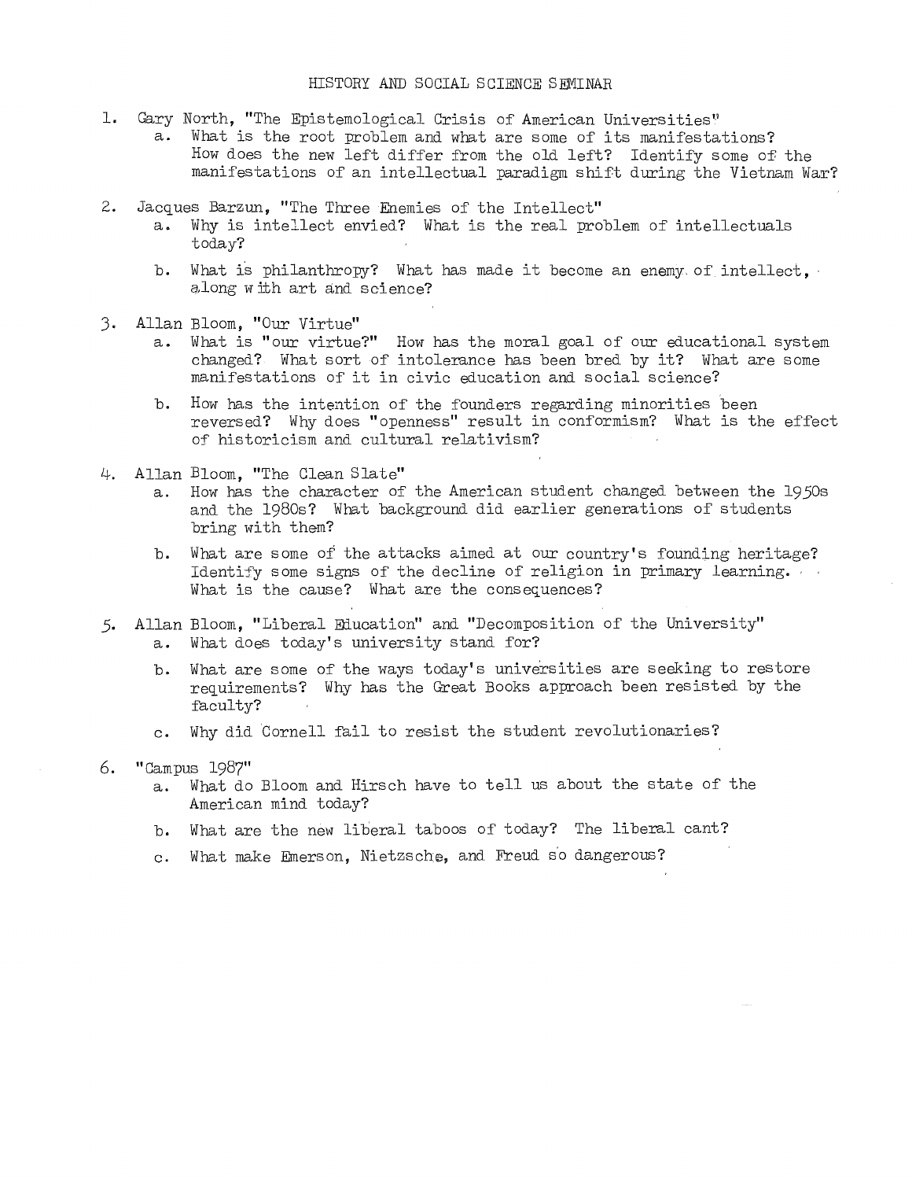# HISTORY AND SOCIAL SCIENCE SEMINAR

1. Gary North, "The Epistemological Crisis of American Universities"
   a. What is the root problem and what are some of its manifestations? How does the new left differ from the old left? Identify some of the manifestations of an intellectual paradigm shift during the Vietnam War?

2. Jacques Barzun, "The Three Enemies of the Intellect"
   a. Why is intellect envied? What is the real problem of intellectuals today?

   b. What is philanthropy? What has made it become an enemy of intellect, along with art and science?

3. Allan Bloom, "Our Virtue"
   a. What is "our virtue?" How has the moral goal of our educational system changed? What sort of intolerance has been bred by it? What are some manifestations of it in civic education and social science?

   b. How has the intention of the founders regarding minorities been reversed? Why does "openness" result in conformism? What is the effect of historicism and cultural relativism?

4. Allan Bloom, "The Clean Slate"
   a. How has the character of the American student changed between the 1950s and the 1980s? What background did earlier generations of students bring with them?

   b. What are some of the attacks aimed at our country's founding heritage? Identify some signs of the decline of religion in primary learning. What is the cause? What are the consequences?

5. Allan Bloom, "Liberal Education" and "Decomposition of the University"
   a. What does today's university stand for?

   b. What are some of the ways today's universities are seeking to restore requirements? Why has the Great Books approach been resisted by the faculty?

   c. Why did Cornell fail to resist the student revolutionaries?

6. "Campus 1987"
   a. What do Bloom and Hirsch have to tell us about the state of the American mind today?

   b. What are the new liberal taboos of today? The liberal cant?

   c. What make Emerson, Nietzsche, and Freud so dangerous?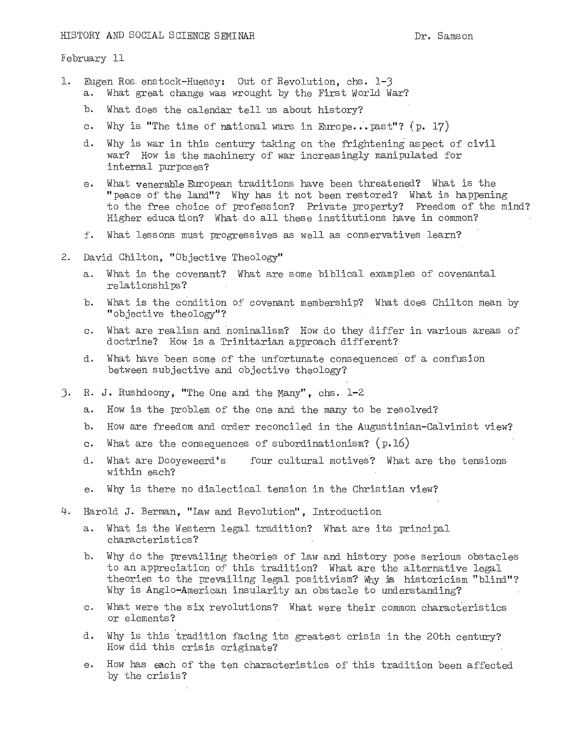HISTORY AND SOCIAL SCIENCE SEMINAR Dr. Samson

February 11

1. Eugen Rosenstock-Huessy: Out of Revolution, chs. 1-3
   a. What great change was wrought by the First World War?
   b. What does the calendar tell us about history?
   c. Why is "The time of national wars in Europe...past"? (p. 17)
   d. Why is war in this century taking on the frightening aspect of civil war? How is the machinery of war increasingly manipulated for internal purposes?
   e. What venerable European traditions have been threatened? What is the "peace of the land"? Why has it not been restored? What is happening to the free choice of profession? Private property? Freedom of the mind? Higher education? What do all these institutions have in common?
   f. What lessons must progressives as well as conservatives learn?

2. David Chilton, "Objective Theology"
   a. What is the covenant? What are some biblical examples of covenantal relationships?
   b. What is the condition of covenant membership? What does Chilton mean by "objective theology"?
   c. What are realism and nominalism? How do they differ in various areas of doctrine? How is a Trinitarian approach different?
   d. What have been some of the unfortunate consequences of a confusion between subjective and objective theology?

3. R. J. Rushdoony, "The One and the Many", chs. 1-2
   a. How is the problem of the one and the many to be resolved?
   b. How are freedom and order reconciled in the Augustinian-Calvinist view?
   c. What are the consequences of subordinationism? (p.16)
   d. What are Dooyeweerd's four cultural motives? What are the tensions within each?
   e. Why is there no dialectical tension in the Christian view?

4. Harold J. Berman, "Law and Revolution", Introduction
   a. What is the Western legal tradition? What are its principal characteristics?
   b. Why do the prevailing theories of law and history pose serious obstacles to an appreciation of this tradition? What are the alternative legal theories to the prevailing legal positivism? Why is historicism "blind"? Why is Anglo-American insularity an obstacle to understanding?
   c. What were the six revolutions? What were their common characteristics or elements?
   d. Why is this tradition facing its greatest crisis in the 20th century? How did this crisis originate?
   e. How has each of the ten characteristics of this tradition been affected by the crisis?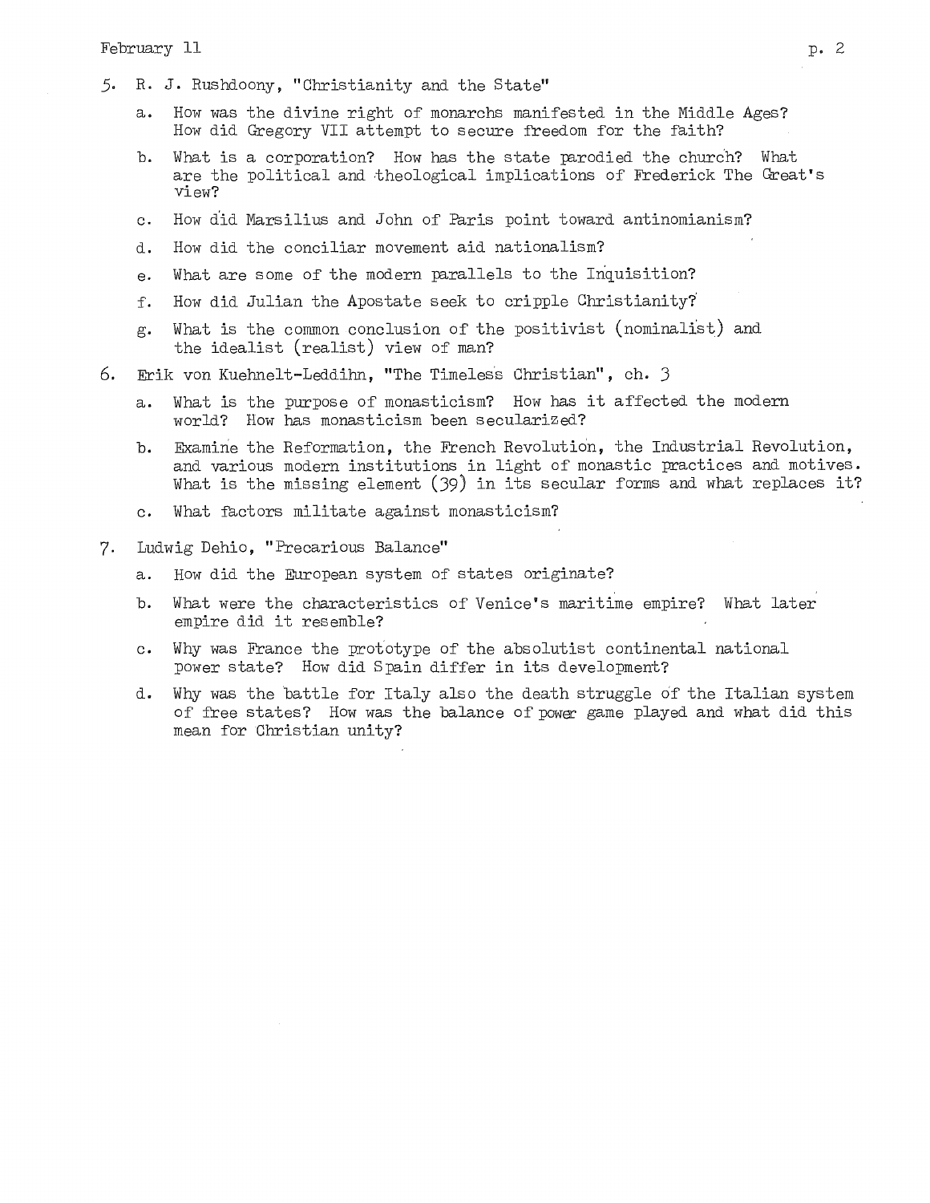5. R. J. Rushdoony, "Christianity and the State"

   a. How was the divine right of monarchs manifested in the Middle Ages? How did Gregory VII attempt to secure freedom for the faith?

   b. What is a corporation? How has the state parodied the church? What are the political and theological implications of Frederick The Great's view?

   c. How did Marsilius and John of Paris point toward antinomianism?

   d. How did the conciliar movement aid nationalism?

   e. What are some of the modern parallels to the Inquisition?

   f. How did Julian the Apostate seek to cripple Christianity?

   g. What is the common conclusion of the positivist (nominalist) and the idealist (realist) view of man?

6. Erik von Kuehnelt-Leddihn, "The Timeless Christian", ch. 3

   a. What is the purpose of monasticism? How has it affected the modern world? How has monasticism been secularized?

   b. Examine the Reformation, the French Revolution, the Industrial Revolution, and various modern institutions in light of monastic practices and motives. What is the missing element (39) in its secular forms and what replaces it?

   c. What factors militate against monasticism?

7. Ludwig Dehio, "Precarious Balance"

   a. How did the European system of states originate?

   b. What were the characteristics of Venice's maritime empire? What later empire did it resemble?

   c. Why was France the prototype of the absolutist continental national power state? How did Spain differ in its development?

   d. Why was the battle for Italy also the death struggle of the Italian system of free states? How was the balance of power game played and what did this mean for Christian unity?